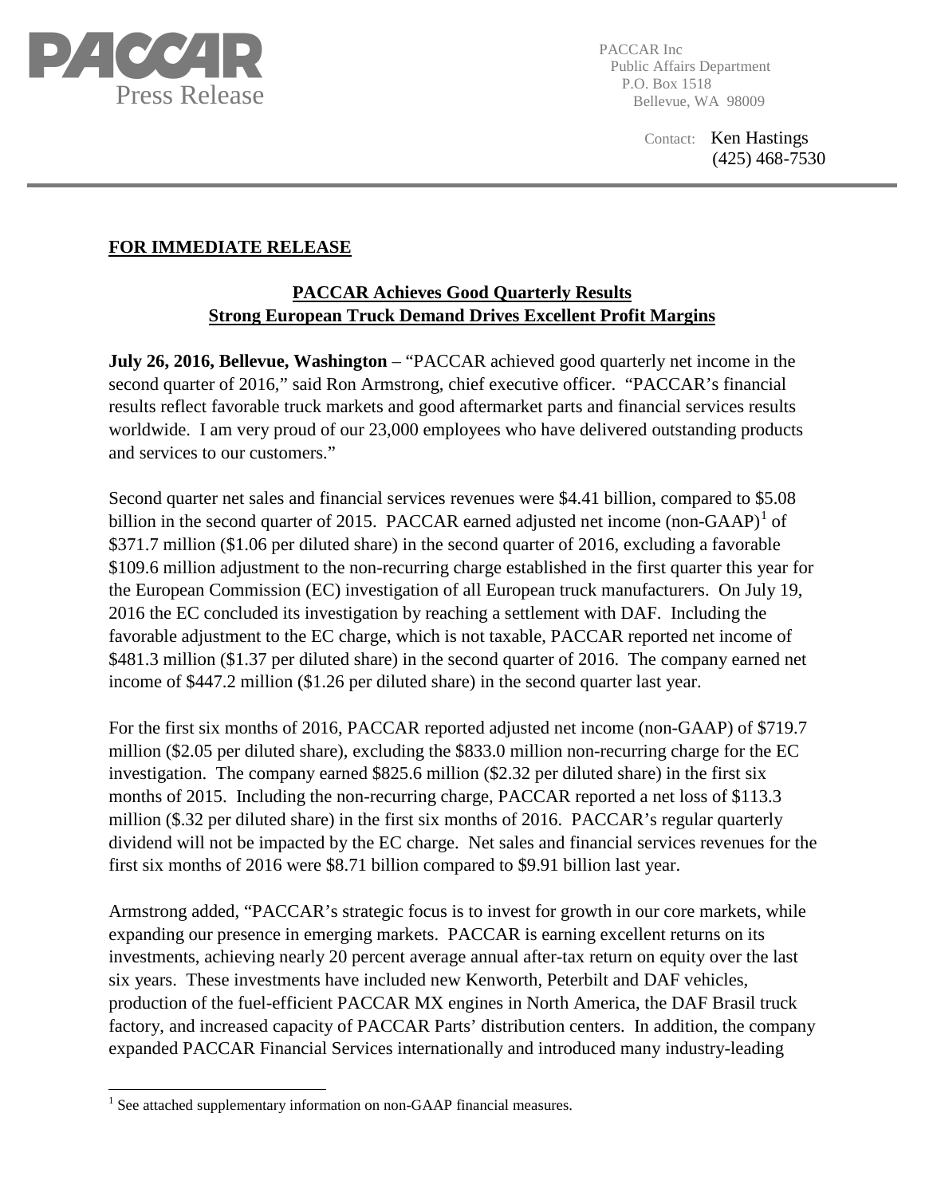PACCAR

Press Release

PACCAR Inc
Public Affairs Department
P.O. Box 1518
Bellevue, WA 98009

Contact: Ken Hastings
(425) 468-7530

**FOR IMMEDIATE RELEASE**

## PACCAR Achieves Good Quarterly Results
## Strong European Truck Demand Drives Excellent Profit Margins

**July 26, 2016, Bellevue, Washington** – "PACCAR achieved good quarterly net income in the second quarter of 2016," said Ron Armstrong, chief executive officer. "PACCAR's financial results reflect favorable truck markets and good aftermarket parts and financial services results worldwide. I am very proud of our 23,000 employees who have delivered outstanding products and services to our customers."

Second quarter net sales and financial services revenues were $4.41 billion, compared to $5.08 billion in the second quarter of 2015. PACCAR earned adjusted net income (non-GAAP)[1] of $371.7 million ($1.06 per diluted share) in the second quarter of 2016, excluding a favorable $109.6 million adjustment to the non-recurring charge established in the first quarter this year for the European Commission (EC) investigation of all European truck manufacturers. On July 19, 2016 the EC concluded its investigation by reaching a settlement with DAF. Including the favorable adjustment to the EC charge, which is not taxable, PACCAR reported net income of $481.3 million ($1.37 per diluted share) in the second quarter of 2016. The company earned net income of $447.2 million ($1.26 per diluted share) in the second quarter last year.

For the first six months of 2016, PACCAR reported adjusted net income (non-GAAP) of $719.7 million ($2.05 per diluted share), excluding the $833.0 million non-recurring charge for the EC investigation. The company earned $825.6 million ($2.32 per diluted share) in the first six months of 2015. Including the non-recurring charge, PACCAR reported a net loss of $113.3 million ($.32 per diluted share) in the first six months of 2016. PACCAR's regular quarterly dividend will not be impacted by the EC charge. Net sales and financial services revenues for the first six months of 2016 were $8.71 billion compared to $9.91 billion last year.

Armstrong added, "PACCAR's strategic focus is to invest for growth in our core markets, while expanding our presence in emerging markets. PACCAR is earning excellent returns on its investments, achieving nearly 20 percent average annual after-tax return on equity over the last six years. These investments have included new Kenworth, Peterbilt and DAF vehicles, production of the fuel-efficient PACCAR MX engines in North America, the DAF Brasil truck factory, and increased capacity of PACCAR Parts' distribution centers. In addition, the company expanded PACCAR Financial Services internationally and introduced many industry-leading

[1] See attached supplementary information on non-GAAP financial measures.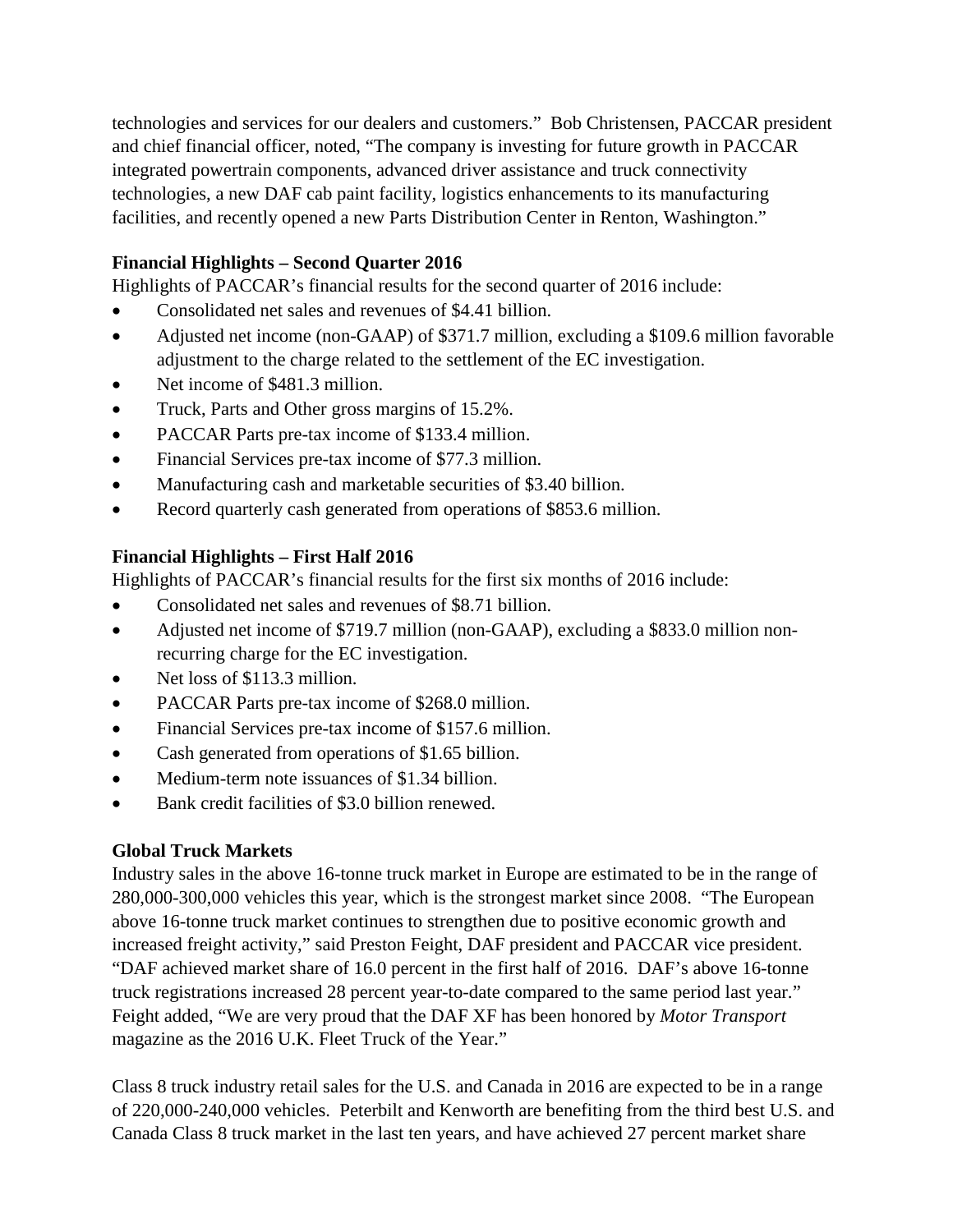technologies and services for our dealers and customers." Bob Christensen, PACCAR president and chief financial officer, noted, "The company is investing for future growth in PACCAR integrated powertrain components, advanced driver assistance and truck connectivity technologies, a new DAF cab paint facility, logistics enhancements to its manufacturing facilities, and recently opened a new Parts Distribution Center in Renton, Washington."

**Financial Highlights – Second Quarter 2016**

Highlights of PACCAR's financial results for the second quarter of 2016 include:

- Consolidated net sales and revenues of $4.41 billion.
- Adjusted net income (non-GAAP) of $371.7 million, excluding a $109.6 million favorable adjustment to the charge related to the settlement of the EC investigation.
- Net income of $481.3 million.
- Truck, Parts and Other gross margins of 15.2%.
- PACCAR Parts pre-tax income of $133.4 million.
- Financial Services pre-tax income of $77.3 million.
- Manufacturing cash and marketable securities of $3.40 billion.
- Record quarterly cash generated from operations of $853.6 million.

**Financial Highlights – First Half 2016**

Highlights of PACCAR's financial results for the first six months of 2016 include:

- Consolidated net sales and revenues of $8.71 billion.
- Adjusted net income of $719.7 million (non-GAAP), excluding a $833.0 million non-recurring charge for the EC investigation.
- Net loss of $113.3 million.
- PACCAR Parts pre-tax income of $268.0 million.
- Financial Services pre-tax income of $157.6 million.
- Cash generated from operations of $1.65 billion.
- Medium-term note issuances of $1.34 billion.
- Bank credit facilities of $3.0 billion renewed.

**Global Truck Markets**

Industry sales in the above 16-tonne truck market in Europe are estimated to be in the range of 280,000-300,000 vehicles this year, which is the strongest market since 2008. "The European above 16-tonne truck market continues to strengthen due to positive economic growth and increased freight activity," said Preston Feight, DAF president and PACCAR vice president. "DAF achieved market share of 16.0 percent in the first half of 2016. DAF's above 16-tonne truck registrations increased 28 percent year-to-date compared to the same period last year." Feight added, "We are very proud that the DAF XF has been honored by *Motor Transport* magazine as the 2016 U.K. Fleet Truck of the Year."

Class 8 truck industry retail sales for the U.S. and Canada in 2016 are expected to be in a range of 220,000-240,000 vehicles. Peterbilt and Kenworth are benefiting from the third best U.S. and Canada Class 8 truck market in the last ten years, and have achieved 27 percent market share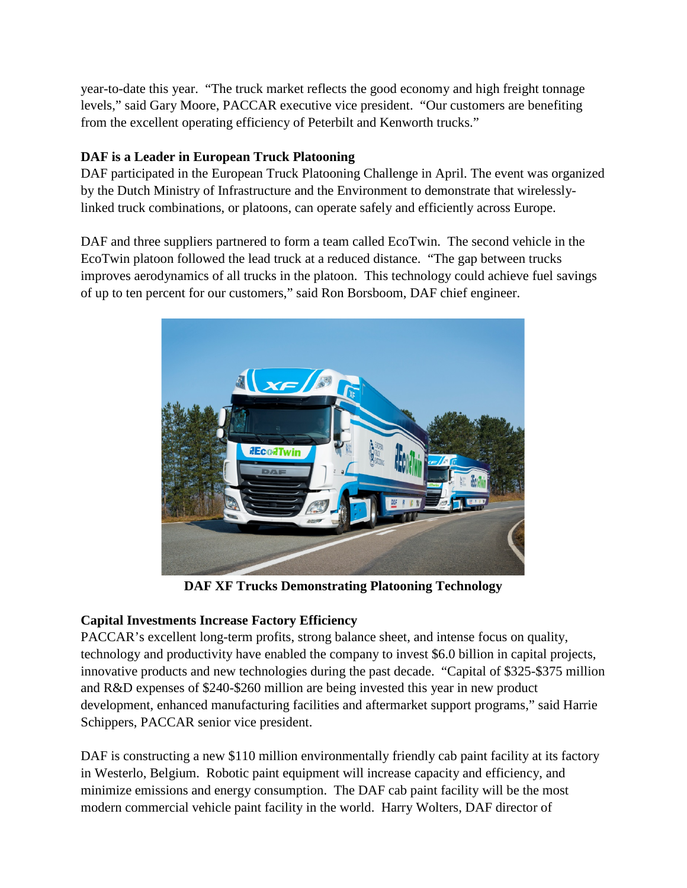year-to-date this year. "The truck market reflects the good economy and high freight tonnage levels," said Gary Moore, PACCAR executive vice president. "Our customers are benefiting from the excellent operating efficiency of Peterbilt and Kenworth trucks."

**DAF is a Leader in European Truck Platooning**

DAF participated in the European Truck Platooning Challenge in April. The event was organized by the Dutch Ministry of Infrastructure and the Environment to demonstrate that wirelessly-linked truck combinations, or platoons, can operate safely and efficiently across Europe.

DAF and three suppliers partnered to form a team called EcoTwin. The second vehicle in the EcoTwin platoon followed the lead truck at a reduced distance. "The gap between trucks improves aerodynamics of all trucks in the platoon. This technology could achieve fuel savings of up to ten percent for our customers," said Ron Borsboom, DAF chief engineer.

**DAF XF Trucks Demonstrating Platooning Technology**

**Capital Investments Increase Factory Efficiency**

PACCAR's excellent long-term profits, strong balance sheet, and intense focus on quality, technology and productivity have enabled the company to invest $6.0 billion in capital projects, innovative products and new technologies during the past decade. "Capital of $325-$375 million and R&D expenses of $240-$260 million are being invested this year in new product development, enhanced manufacturing facilities and aftermarket support programs," said Harrie Schippers, PACCAR senior vice president.

DAF is constructing a new $110 million environmentally friendly cab paint facility at its factory in Westerlo, Belgium. Robotic paint equipment will increase capacity and efficiency, and minimize emissions and energy consumption. The DAF cab paint facility will be the most modern commercial vehicle paint facility in the world. Harry Wolters, DAF director of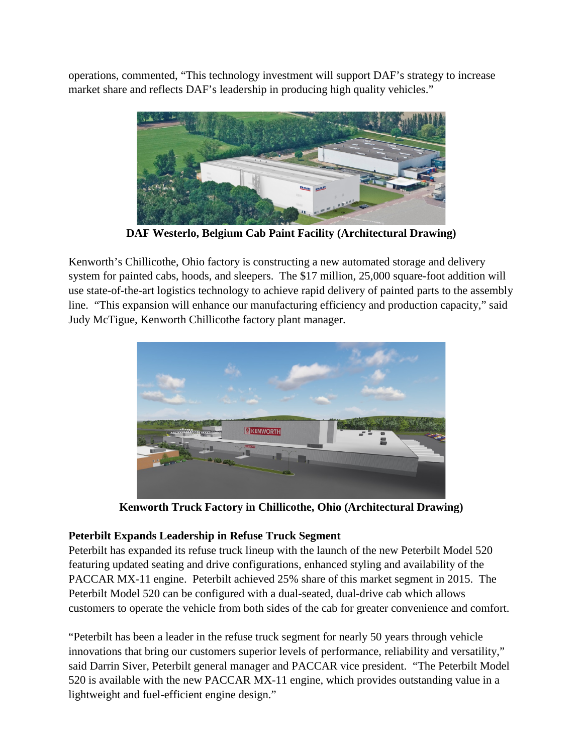operations, commented, "This technology investment will support DAF's strategy to increase market share and reflects DAF's leadership in producing high quality vehicles."

**DAF Westerlo, Belgium Cab Paint Facility (Architectural Drawing)**

Kenworth's Chillicothe, Ohio factory is constructing a new automated storage and delivery system for painted cabs, hoods, and sleepers. The $17 million, 25,000 square-foot addition will use state-of-the-art logistics technology to achieve rapid delivery of painted parts to the assembly line. "This expansion will enhance our manufacturing efficiency and production capacity," said Judy McTigue, Kenworth Chillicothe factory plant manager.

**Kenworth Truck Factory in Chillicothe, Ohio (Architectural Drawing)**

### Peterbilt Expands Leadership in Refuse Truck Segment

Peterbilt has expanded its refuse truck lineup with the launch of the new Peterbilt Model 520 featuring updated seating and drive configurations, enhanced styling and availability of the PACCAR MX-11 engine. Peterbilt achieved 25% share of this market segment in 2015. The Peterbilt Model 520 can be configured with a dual-seated, dual-drive cab which allows customers to operate the vehicle from both sides of the cab for greater convenience and comfort.

"Peterbilt has been a leader in the refuse truck segment for nearly 50 years through vehicle innovations that bring our customers superior levels of performance, reliability and versatility," said Darrin Siver, Peterbilt general manager and PACCAR vice president. "The Peterbilt Model 520 is available with the new PACCAR MX-11 engine, which provides outstanding value in a lightweight and fuel-efficient engine design."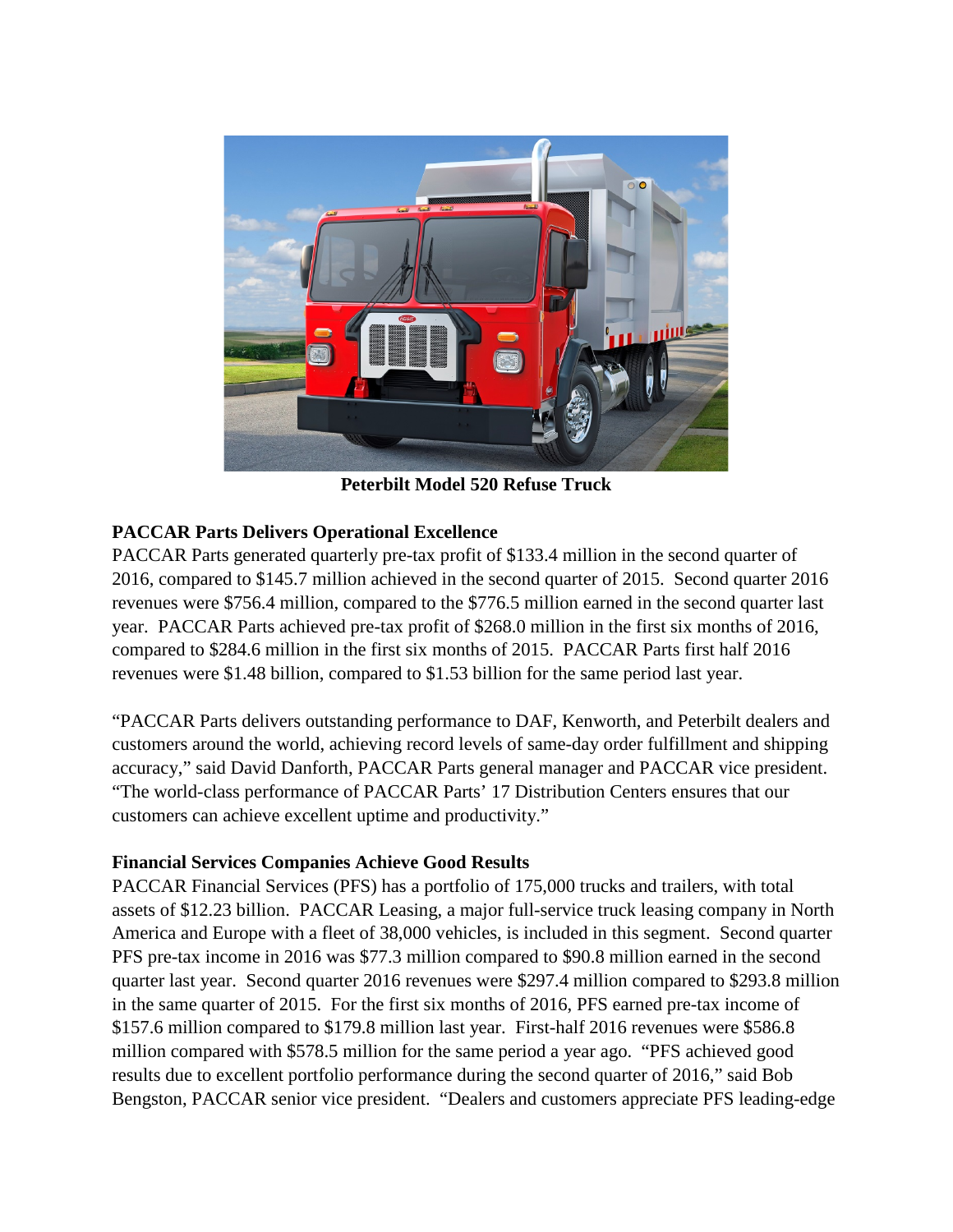**Peterbilt Model 520 Refuse Truck**

**PACCAR Parts Delivers Operational Excellence**

PACCAR Parts generated quarterly pre-tax profit of $133.4 million in the second quarter of 2016, compared to $145.7 million achieved in the second quarter of 2015. Second quarter 2016 revenues were $756.4 million, compared to the $776.5 million earned in the second quarter last year. PACCAR Parts achieved pre-tax profit of $268.0 million in the first six months of 2016, compared to $284.6 million in the first six months of 2015. PACCAR Parts first half 2016 revenues were $1.48 billion, compared to $1.53 billion for the same period last year.

"PACCAR Parts delivers outstanding performance to DAF, Kenworth, and Peterbilt dealers and customers around the world, achieving record levels of same-day order fulfillment and shipping accuracy," said David Danforth, PACCAR Parts general manager and PACCAR vice president. "The world-class performance of PACCAR Parts' 17 Distribution Centers ensures that our customers can achieve excellent uptime and productivity."

**Financial Services Companies Achieve Good Results**

PACCAR Financial Services (PFS) has a portfolio of 175,000 trucks and trailers, with total assets of $12.23 billion. PACCAR Leasing, a major full-service truck leasing company in North America and Europe with a fleet of 38,000 vehicles, is included in this segment. Second quarter PFS pre-tax income in 2016 was $77.3 million compared to $90.8 million earned in the second quarter last year. Second quarter 2016 revenues were $297.4 million compared to $293.8 million in the same quarter of 2015. For the first six months of 2016, PFS earned pre-tax income of $157.6 million compared to $179.8 million last year. First-half 2016 revenues were $586.8 million compared with $578.5 million for the same period a year ago. "PFS achieved good results due to excellent portfolio performance during the second quarter of 2016," said Bob Bengston, PACCAR senior vice president. "Dealers and customers appreciate PFS leading-edge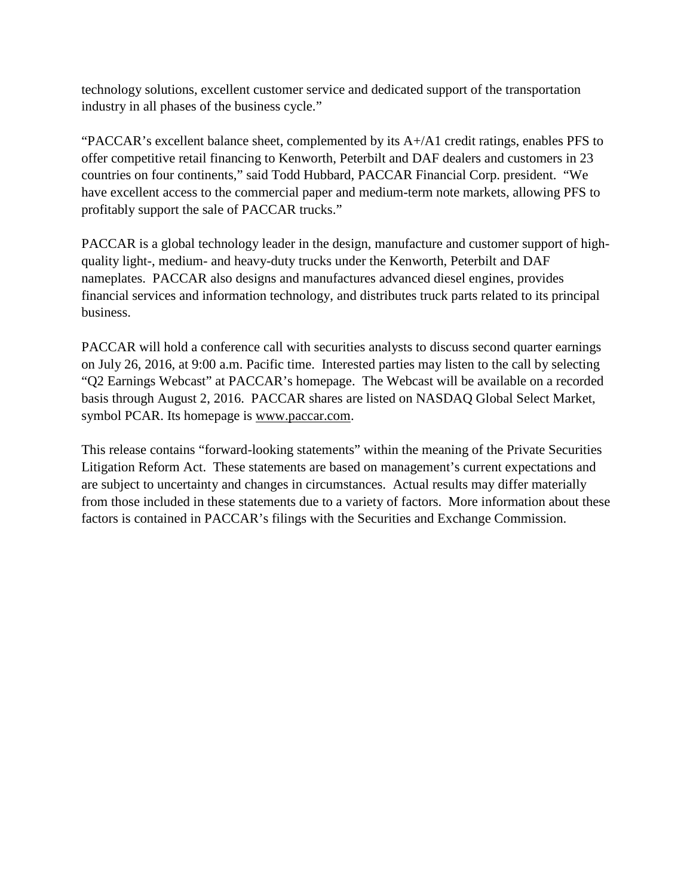technology solutions, excellent customer service and dedicated support of the transportation industry in all phases of the business cycle."

"PACCAR's excellent balance sheet, complemented by its A+/A1 credit ratings, enables PFS to offer competitive retail financing to Kenworth, Peterbilt and DAF dealers and customers in 23 countries on four continents," said Todd Hubbard, PACCAR Financial Corp. president. "We have excellent access to the commercial paper and medium-term note markets, allowing PFS to profitably support the sale of PACCAR trucks."

PACCAR is a global technology leader in the design, manufacture and customer support of high-quality light-, medium- and heavy-duty trucks under the Kenworth, Peterbilt and DAF nameplates. PACCAR also designs and manufactures advanced diesel engines, provides financial services and information technology, and distributes truck parts related to its principal business.

PACCAR will hold a conference call with securities analysts to discuss second quarter earnings on July 26, 2016, at 9:00 a.m. Pacific time. Interested parties may listen to the call by selecting "Q2 Earnings Webcast" at PACCAR's homepage. The Webcast will be available on a recorded basis through August 2, 2016. PACCAR shares are listed on NASDAQ Global Select Market, symbol PCAR. Its homepage is www.paccar.com.

This release contains "forward-looking statements" within the meaning of the Private Securities Litigation Reform Act. These statements are based on management's current expectations and are subject to uncertainty and changes in circumstances. Actual results may differ materially from those included in these statements due to a variety of factors. More information about these factors is contained in PACCAR's filings with the Securities and Exchange Commission.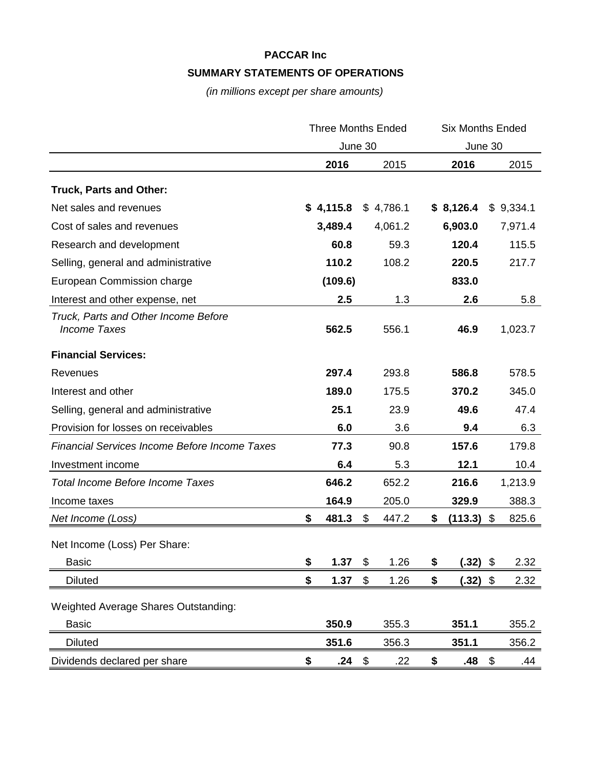**PACCAR Inc**

**SUMMARY STATEMENTS OF OPERATIONS**

*(in millions except per share amounts)*

| | Three Months Ended June 30 | | Six Months Ended June 30 | |
|---|---|---|---|---|
| | **2016** | 2015 | **2016** | 2015 |
| **Truck, Parts and Other:** | | | | |
| Net sales and revenues | **$ 4,115.8** | $ 4,786.1 | **$ 8,126.4** | $ 9,334.1 |
| Cost of sales and revenues | **3,489.4** | 4,061.2 | **6,903.0** | 7,971.4 |
| Research and development | **60.8** | 59.3 | **120.4** | 115.5 |
| Selling, general and administrative | **110.2** | 108.2 | **220.5** | 217.7 |
| European Commission charge | **(109.6)** | | **833.0** | |
| Interest and other expense, net | **2.5** | 1.3 | **2.6** | 5.8 |
| *Truck, Parts and Other Income Before Income Taxes* | **562.5** | 556.1 | **46.9** | 1,023.7 |
| **Financial Services:** | | | | |
| Revenues | **297.4** | 293.8 | **586.8** | 578.5 |
| Interest and other | **189.0** | 175.5 | **370.2** | 345.0 |
| Selling, general and administrative | **25.1** | 23.9 | **49.6** | 47.4 |
| Provision for losses on receivables | **6.0** | 3.6 | **9.4** | 6.3 |
| *Financial Services Income Before Income Taxes* | **77.3** | 90.8 | **157.6** | 179.8 |
| Investment income | **6.4** | 5.3 | **12.1** | 10.4 |
| *Total Income Before Income Taxes* | **646.2** | 652.2 | **216.6** | 1,213.9 |
| Income taxes | **164.9** | 205.0 | **329.9** | 388.3 |
| *Net Income (Loss)* | **$ 481.3** | $ 447.2 | **$ (113.3)** | $ 825.6 |
| Net Income (Loss) Per Share: | | | | |
| Basic | **$ 1.37** | $ 1.26 | **$ (.32)** | $ 2.32 |
| Diluted | **$ 1.37** | $ 1.26 | **$ (.32)** | $ 2.32 |
| Weighted Average Shares Outstanding: | | | | |
| Basic | **350.9** | 355.3 | **351.1** | 355.2 |
| Diluted | **351.6** | 356.3 | **351.1** | 356.2 |
| Dividends declared per share | **$ .24** | $ .22 | **$ .48** | $ .44 |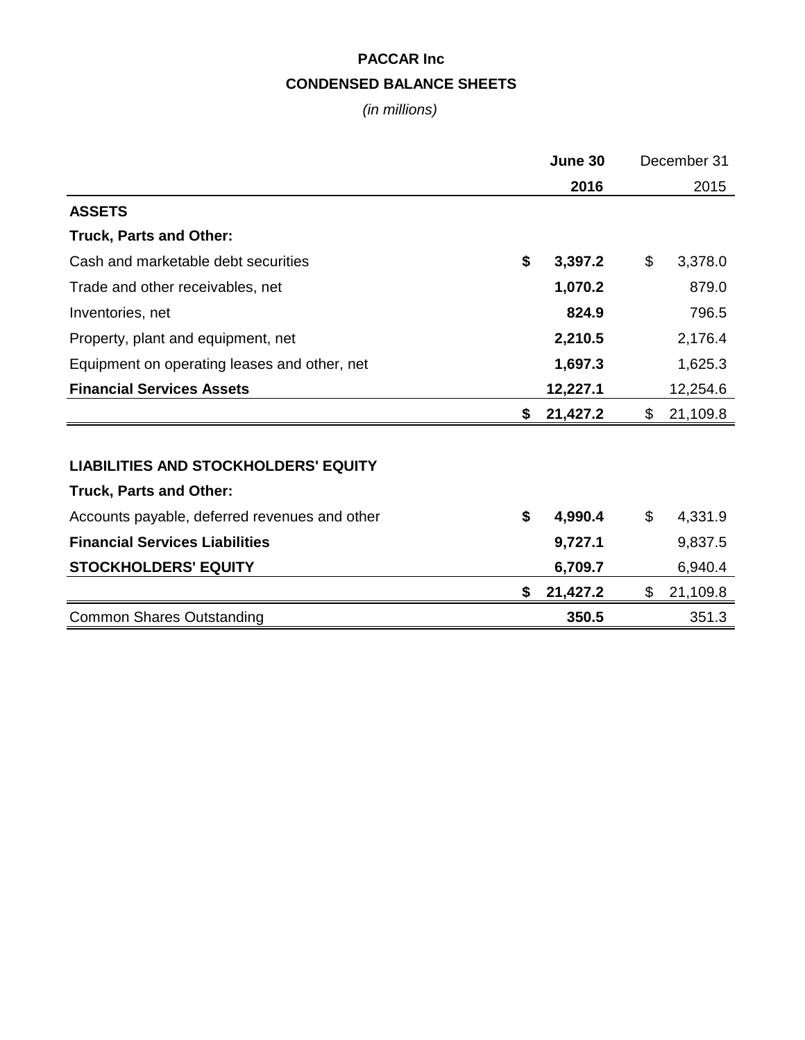# PACCAR Inc

## CONDENSED BALANCE SHEETS

*(in millions)*

| | June 30 2016 | December 31 2015 |
|---|---|---|
| **ASSETS** | | |
| **Truck, Parts and Other:** | | |
| Cash and marketable debt securities | **$ 3,397.2** | $ 3,378.0 |
| Trade and other receivables, net | **1,070.2** | 879.0 |
| Inventories, net | **824.9** | 796.5 |
| Property, plant and equipment, net | **2,210.5** | 2,176.4 |
| Equipment on operating leases and other, net | **1,697.3** | 1,625.3 |
| **Financial Services Assets** | **12,227.1** | 12,254.6 |
| | **$ 21,427.2** | $ 21,109.8 |
| | | |
| **LIABILITIES AND STOCKHOLDERS' EQUITY** | | |
| **Truck, Parts and Other:** | | |
| Accounts payable, deferred revenues and other | **$ 4,990.4** | $ 4,331.9 |
| **Financial Services Liabilities** | **9,727.1** | 9,837.5 |
| **STOCKHOLDERS' EQUITY** | **6,709.7** | 6,940.4 |
| | **$ 21,427.2** | $ 21,109.8 |
| Common Shares Outstanding | **350.5** | 351.3 |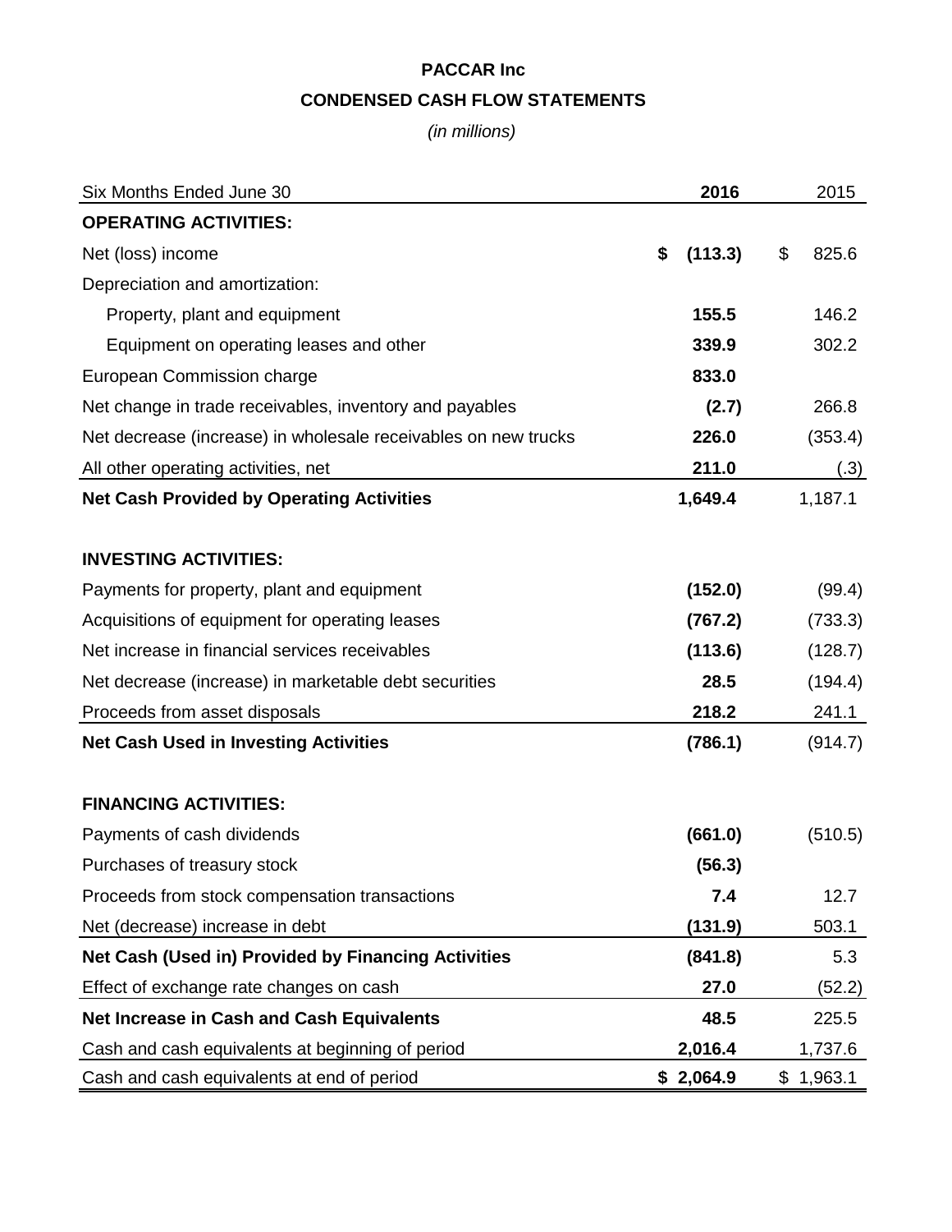**PACCAR Inc**

**CONDENSED CASH FLOW STATEMENTS**

*(in millions)*

| Six Months Ended June 30 | **2016** | 2015 |
|---|---|---|
| **OPERATING ACTIVITIES:** | | |
| Net (loss) income | **$ (113.3)** | $ 825.6 |
| Depreciation and amortization: | | |
| Property, plant and equipment | **155.5** | 146.2 |
| Equipment on operating leases and other | **339.9** | 302.2 |
| European Commission charge | **833.0** | |
| Net change in trade receivables, inventory and payables | **(2.7)** | 266.8 |
| Net decrease (increase) in wholesale receivables on new trucks | **226.0** | (353.4) |
| All other operating activities, net | **211.0** | (.3) |
| **Net Cash Provided by Operating Activities** | **1,649.4** | 1,187.1 |
| **INVESTING ACTIVITIES:** | | |
| Payments for property, plant and equipment | **(152.0)** | (99.4) |
| Acquisitions of equipment for operating leases | **(767.2)** | (733.3) |
| Net increase in financial services receivables | **(113.6)** | (128.7) |
| Net decrease (increase) in marketable debt securities | **28.5** | (194.4) |
| Proceeds from asset disposals | **218.2** | 241.1 |
| **Net Cash Used in Investing Activities** | **(786.1)** | (914.7) |
| **FINANCING ACTIVITIES:** | | |
| Payments of cash dividends | **(661.0)** | (510.5) |
| Purchases of treasury stock | **(56.3)** | |
| Proceeds from stock compensation transactions | **7.4** | 12.7 |
| Net (decrease) increase in debt | **(131.9)** | 503.1 |
| **Net Cash (Used in) Provided by Financing Activities** | **(841.8)** | 5.3 |
| Effect of exchange rate changes on cash | **27.0** | (52.2) |
| **Net Increase in Cash and Cash Equivalents** | **48.5** | 225.5 |
| Cash and cash equivalents at beginning of period | **2,016.4** | 1,737.6 |
| Cash and cash equivalents at end of period | **$ 2,064.9** | $ 1,963.1 |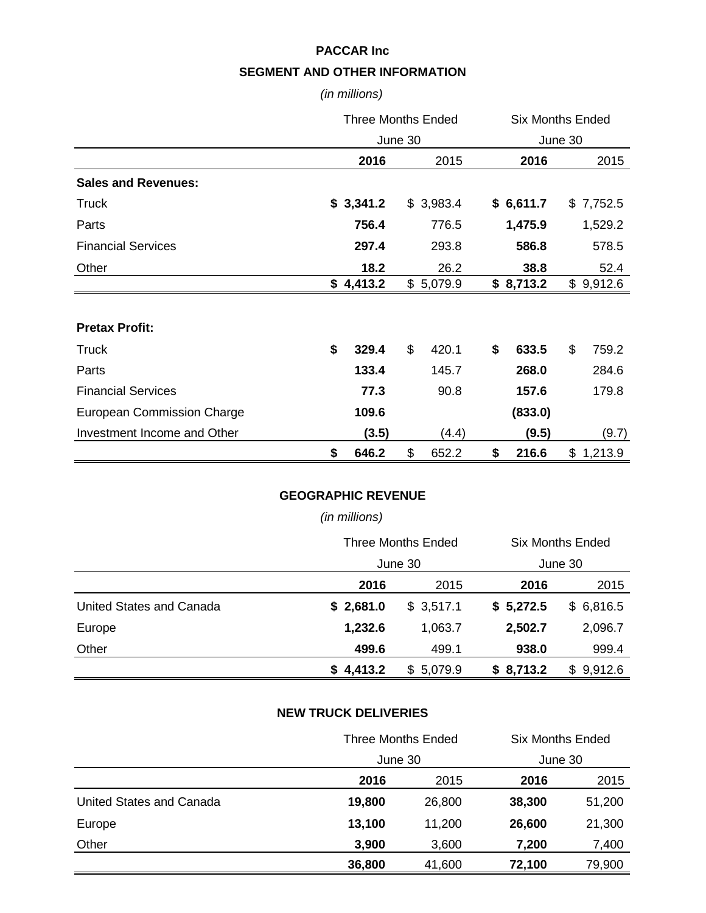**PACCAR Inc**

**SEGMENT AND OTHER INFORMATION**

*(in millions)*

| | Three Months Ended June 30 | | Six Months Ended June 30 | |
|---|---|---|---|---|
| | **2016** | 2015 | **2016** | 2015 |
| **Sales and Revenues:** | | | | |
| Truck | **$ 3,341.2** | $ 3,983.4 | **$ 6,611.7** | $ 7,752.5 |
| Parts | **756.4** | 776.5 | **1,475.9** | 1,529.2 |
| Financial Services | **297.4** | 293.8 | **586.8** | 578.5 |
| Other | **18.2** | 26.2 | **38.8** | 52.4 |
| | **$ 4,413.2** | $ 5,079.9 | **$ 8,713.2** | $ 9,912.6 |
| **Pretax Profit:** | | | | |
| Truck | **$ 329.4** | $ 420.1 | **$ 633.5** | $ 759.2 |
| Parts | **133.4** | 145.7 | **268.0** | 284.6 |
| Financial Services | **77.3** | 90.8 | **157.6** | 179.8 |
| European Commission Charge | **109.6** | | **(833.0)** | |
| Investment Income and Other | **(3.5)** | (4.4) | **(9.5)** | (9.7) |
| | **$ 646.2** | $ 652.2 | **$ 216.6** | $ 1,213.9 |

**GEOGRAPHIC REVENUE**

*(in millions)*

| | Three Months Ended June 30 | | Six Months Ended June 30 | |
|---|---|---|---|---|
| | **2016** | 2015 | **2016** | 2015 |
| United States and Canada | **$ 2,681.0** | $ 3,517.1 | **$ 5,272.5** | $ 6,816.5 |
| Europe | **1,232.6** | 1,063.7 | **2,502.7** | 2,096.7 |
| Other | **499.6** | 499.1 | **938.0** | 999.4 |
| | **$ 4,413.2** | $ 5,079.9 | **$ 8,713.2** | $ 9,912.6 |

**NEW TRUCK DELIVERIES**

| | Three Months Ended June 30 | | Six Months Ended June 30 | |
|---|---|---|---|---|
| | **2016** | 2015 | **2016** | 2015 |
| United States and Canada | **19,800** | 26,800 | **38,300** | 51,200 |
| Europe | **13,100** | 11,200 | **26,600** | 21,300 |
| Other | **3,900** | 3,600 | **7,200** | 7,400 |
| | **36,800** | 41,600 | **72,100** | 79,900 |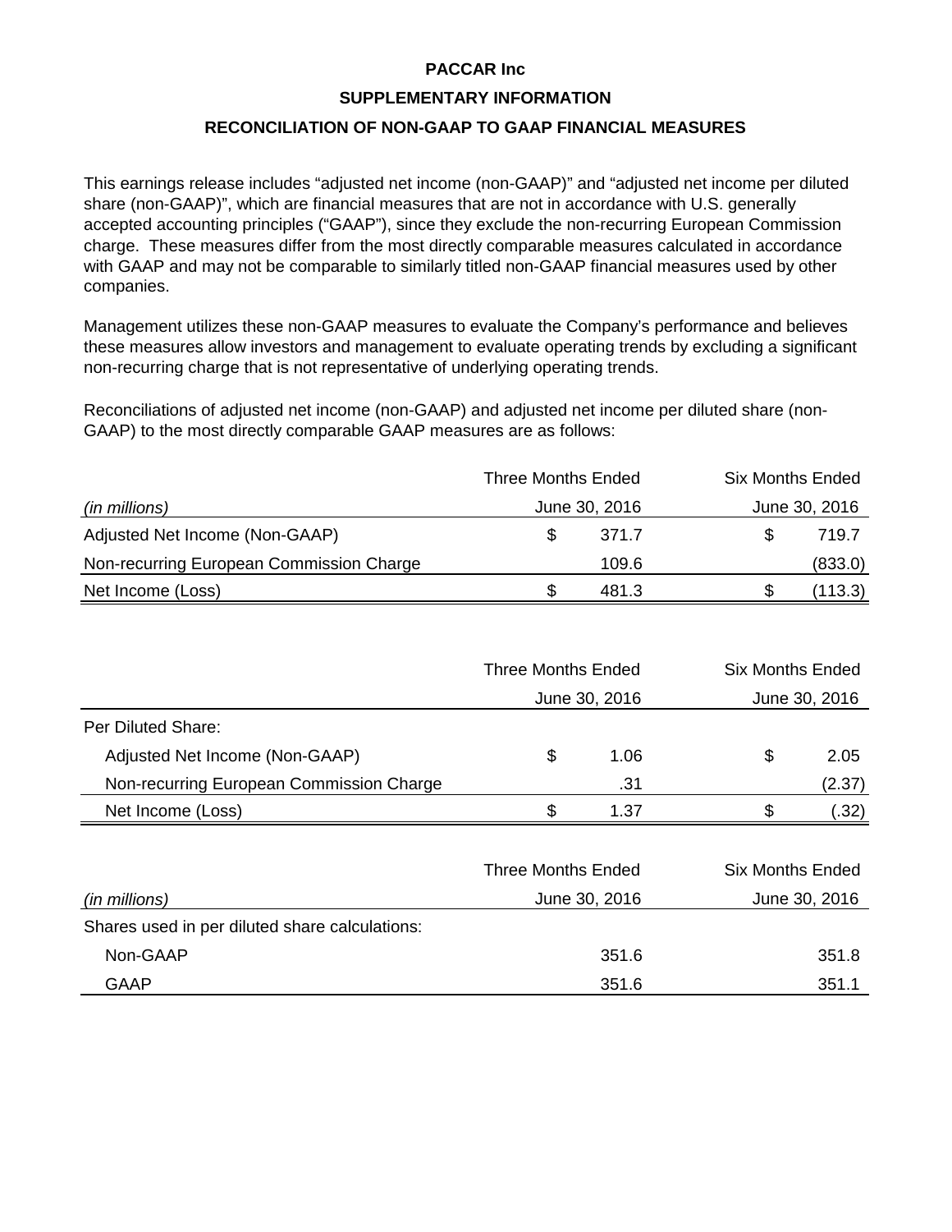**PACCAR Inc**

**SUPPLEMENTARY INFORMATION**

**RECONCILIATION OF NON-GAAP TO GAAP FINANCIAL MEASURES**

This earnings release includes "adjusted net income (non-GAAP)" and "adjusted net income per diluted share (non-GAAP)", which are financial measures that are not in accordance with U.S. generally accepted accounting principles ("GAAP"), since they exclude the non-recurring European Commission charge. These measures differ from the most directly comparable measures calculated in accordance with GAAP and may not be comparable to similarly titled non-GAAP financial measures used by other companies.

Management utilizes these non-GAAP measures to evaluate the Company's performance and believes these measures allow investors and management to evaluate operating trends by excluding a significant non-recurring charge that is not representative of underlying operating trends.

Reconciliations of adjusted net income (non-GAAP) and adjusted net income per diluted share (non-GAAP) to the most directly comparable GAAP measures are as follows:

| *(in millions)* | Three Months Ended June 30, 2016 | Six Months Ended June 30, 2016 |
|---|---|---|
| Adjusted Net Income (Non-GAAP) | $ 371.7 | $ 719.7 |
| Non-recurring European Commission Charge | 109.6 | (833.0) |
| Net Income (Loss) | $ 481.3 | $ (113.3) |

| | Three Months Ended June 30, 2016 | Six Months Ended June 30, 2016 |
|---|---|---|
| Per Diluted Share: | | |
| Adjusted Net Income (Non-GAAP) | $ 1.06 | $ 2.05 |
| Non-recurring European Commission Charge | .31 | (2.37) |
| Net Income (Loss) | $ 1.37 | $ (.32) |

| *(in millions)* | Three Months Ended June 30, 2016 | Six Months Ended June 30, 2016 |
|---|---|---|
| Shares used in per diluted share calculations: | | |
| Non-GAAP | 351.6 | 351.8 |
| GAAP | 351.6 | 351.1 |